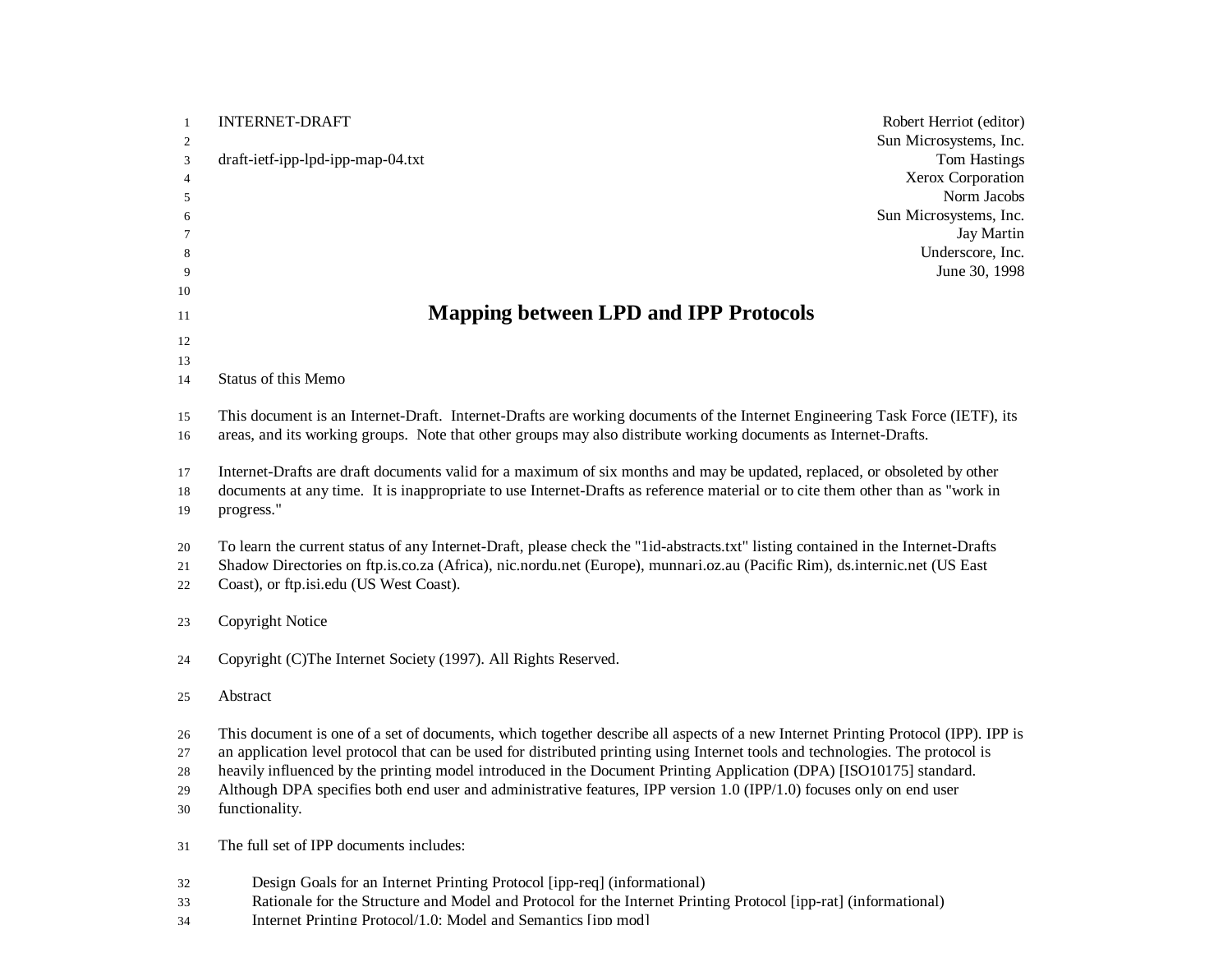INTERNET-DRAFT

draft-ietf-ipp-lpd-ipp-map-04.txt

Robert Herriot (editor)
Sun Microsystems, Inc.
Tom Hastings
Xerox Corporation
Norm Jacobs
Sun Microsystems, Inc.
Jay Martin
Underscore, Inc.
June 30, 1998

# Mapping between LPD and IPP Protocols

## Status of this Memo

This document is an Internet-Draft. Internet-Drafts are working documents of the Internet Engineering Task Force (IETF), its areas, and its working groups. Note that other groups may also distribute working documents as Internet-Drafts.

Internet-Drafts are draft documents valid for a maximum of six months and may be updated, replaced, or obsoleted by other documents at any time. It is inappropriate to use Internet-Drafts as reference material or to cite them other than as "work in progress."

To learn the current status of any Internet-Draft, please check the "1id-abstracts.txt" listing contained in the Internet-Drafts Shadow Directories on ftp.is.co.za (Africa), nic.nordu.net (Europe), munnari.oz.au (Pacific Rim), ds.internic.net (US East Coast), or ftp.isi.edu (US West Coast).

## Copyright Notice

Copyright (C)The Internet Society (1997). All Rights Reserved.

## Abstract

This document is one of a set of documents, which together describe all aspects of a new Internet Printing Protocol (IPP). IPP is an application level protocol that can be used for distributed printing using Internet tools and technologies. The protocol is heavily influenced by the printing model introduced in the Document Printing Application (DPA) [ISO10175] standard. Although DPA specifies both end user and administrative features, IPP version 1.0 (IPP/1.0) focuses only on end user functionality.

The full set of IPP documents includes:

- Design Goals for an Internet Printing Protocol [ipp-req] (informational)
- Rationale for the Structure and Model and Protocol for the Internet Printing Protocol [ipp-rat] (informational)
- Internet Printing Protocol/1.0: Model and Semantics [ipp mod]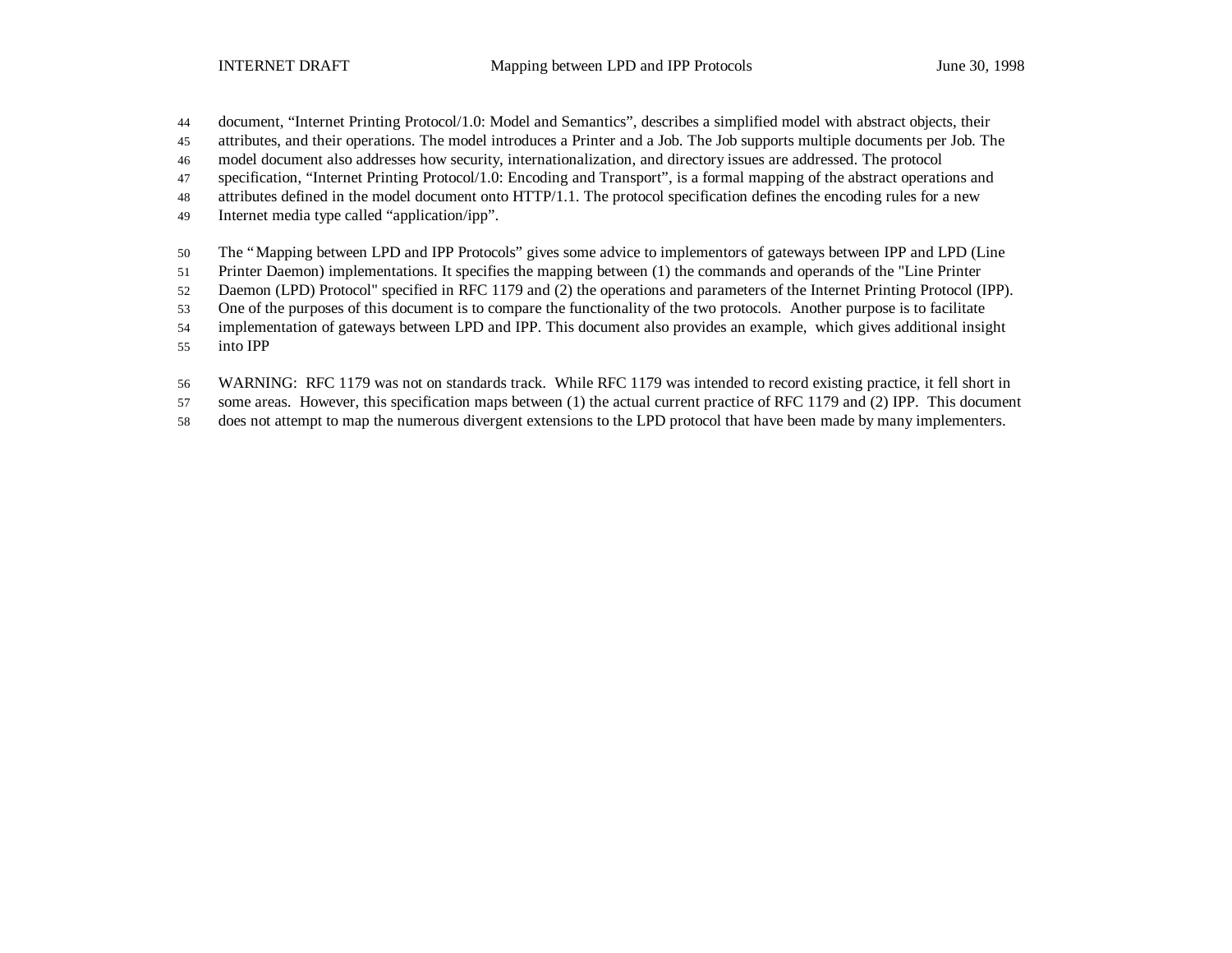document, "Internet Printing Protocol/1.0: Model and Semantics", describes a simplified model with abstract objects, their attributes, and their operations. The model introduces a Printer and a Job. The Job supports multiple documents per Job. The model document also addresses how security, internationalization, and directory issues are addressed. The protocol specification, "Internet Printing Protocol/1.0: Encoding and Transport", is a formal mapping of the abstract operations and attributes defined in the model document onto HTTP/1.1. The protocol specification defines the encoding rules for a new Internet media type called "application/ipp".

The " Mapping between LPD and IPP Protocols" gives some advice to implementors of gateways between IPP and LPD (Line Printer Daemon) implementations. It specifies the mapping between (1) the commands and operands of the "Line Printer Daemon (LPD) Protocol" specified in RFC 1179 and (2) the operations and parameters of the Internet Printing Protocol (IPP). One of the purposes of this document is to compare the functionality of the two protocols. Another purpose is to facilitate implementation of gateways between LPD and IPP. This document also provides an example, which gives additional insight into IPP

WARNING: RFC 1179 was not on standards track. While RFC 1179 was intended to record existing practice, it fell short in some areas. However, this specification maps between (1) the actual current practice of RFC 1179 and (2) IPP. This document does not attempt to map the numerous divergent extensions to the LPD protocol that have been made by many implementers.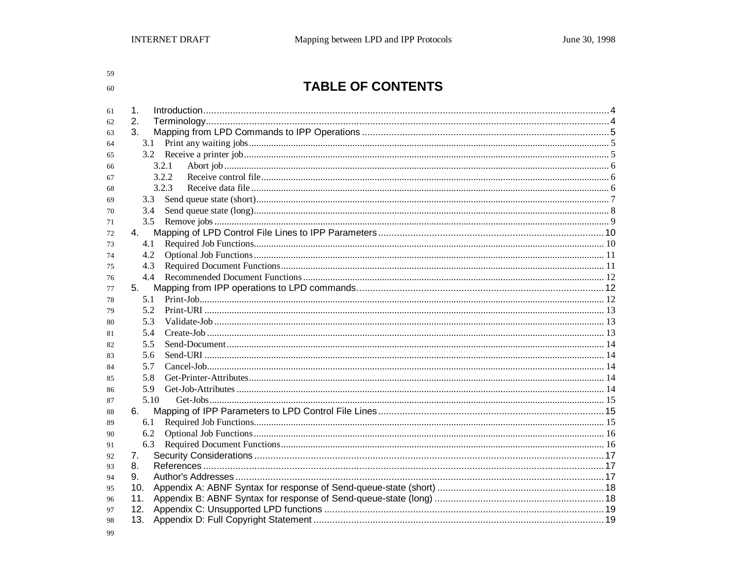# TABLE OF CONTENTS

1. Introduction ... 4
2. Terminology ... 4
3. Mapping from LPD Commands to IPP Operations ... 5
   - 3.1 Print any waiting jobs ... 5
   - 3.2 Receive a printer job ... 5
     - 3.2.1 Abort job ... 6
     - 3.2.2 Receive control file ... 6
     - 3.2.3 Receive data file ... 6
   - 3.3 Send queue state (short) ... 7
   - 3.4 Send queue state (long) ... 8
   - 3.5 Remove jobs ... 9
4. Mapping of LPD Control File Lines to IPP Parameters ... 10
   - 4.1 Required Job Functions ... 10
   - 4.2 Optional Job Functions ... 11
   - 4.3 Required Document Functions ... 11
   - 4.4 Recommended Document Functions ... 12
5. Mapping from IPP operations to LPD commands ... 12
   - 5.1 Print-Job ... 12
   - 5.2 Print-URI ... 13
   - 5.3 Validate-Job ... 13
   - 5.4 Create-Job ... 13
   - 5.5 Send-Document ... 14
   - 5.6 Send-URI ... 14
   - 5.7 Cancel-Job ... 14
   - 5.8 Get-Printer-Attributes ... 14
   - 5.9 Get-Job-Attributes ... 14
   - 5.10 Get-Jobs ... 15
6. Mapping of IPP Parameters to LPD Control File Lines ... 15
   - 6.1 Required Job Functions ... 15
   - 6.2 Optional Job Functions ... 16
   - 6.3 Required Document Functions ... 16
7. Security Considerations ... 17
8. References ... 17
9. Author's Addresses ... 17
10. Appendix A: ABNF Syntax for response of Send-queue-state (short) ... 18
11. Appendix B: ABNF Syntax for response of Send-queue-state (long) ... 18
12. Appendix C: Unsupported LPD functions ... 19
13. Appendix D: Full Copyright Statement ... 19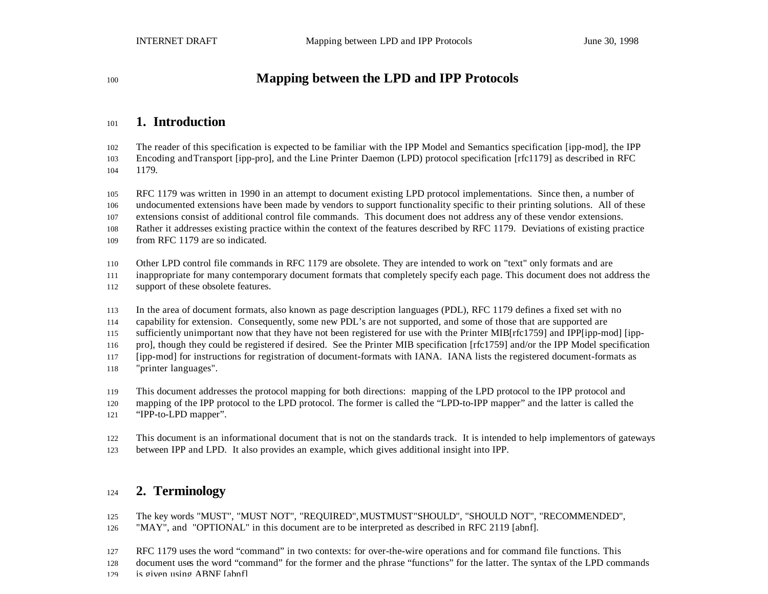# Mapping between the LPD and IPP Protocols

## 1. Introduction

The reader of this specification is expected to be familiar with the IPP Model and Semantics specification [ipp-mod], the IPP Encoding andTransport [ipp-pro], and the Line Printer Daemon (LPD) protocol specification [rfc1179] as described in RFC 1179.

RFC 1179 was written in 1990 in an attempt to document existing LPD protocol implementations. Since then, a number of undocumented extensions have been made by vendors to support functionality specific to their printing solutions. All of these extensions consist of additional control file commands. This document does not address any of these vendor extensions. Rather it addresses existing practice within the context of the features described by RFC 1179. Deviations of existing practice from RFC 1179 are so indicated.

Other LPD control file commands in RFC 1179 are obsolete. They are intended to work on "text" only formats and are inappropriate for many contemporary document formats that completely specify each page. This document does not address the support of these obsolete features.

In the area of document formats, also known as page description languages (PDL), RFC 1179 defines a fixed set with no capability for extension. Consequently, some new PDL's are not supported, and some of those that are supported are sufficiently unimportant now that they have not been registered for use with the Printer MIB[rfc1759] and IPP[ipp-mod] [ipp-pro], though they could be registered if desired. See the Printer MIB specification [rfc1759] and/or the IPP Model specification [ipp-mod] for instructions for registration of document-formats with IANA. IANA lists the registered document-formats as "printer languages".

This document addresses the protocol mapping for both directions: mapping of the LPD protocol to the IPP protocol and mapping of the IPP protocol to the LPD protocol. The former is called the "LPD-to-IPP mapper" and the latter is called the "IPP-to-LPD mapper".

This document is an informational document that is not on the standards track. It is intended to help implementors of gateways between IPP and LPD. It also provides an example, which gives additional insight into IPP.

## 2. Terminology

The key words "MUST", "MUST NOT", "REQUIRED", MUSTMUST"SHOULD", "SHOULD NOT", "RECOMMENDED", "MAY", and "OPTIONAL" in this document are to be interpreted as described in RFC 2119 [abnf].

RFC 1179 uses the word "command" in two contexts: for over-the-wire operations and for command file functions. This document uses the word "command" for the former and the phrase "functions" for the latter. The syntax of the LPD commands is given using ABNF [abnf]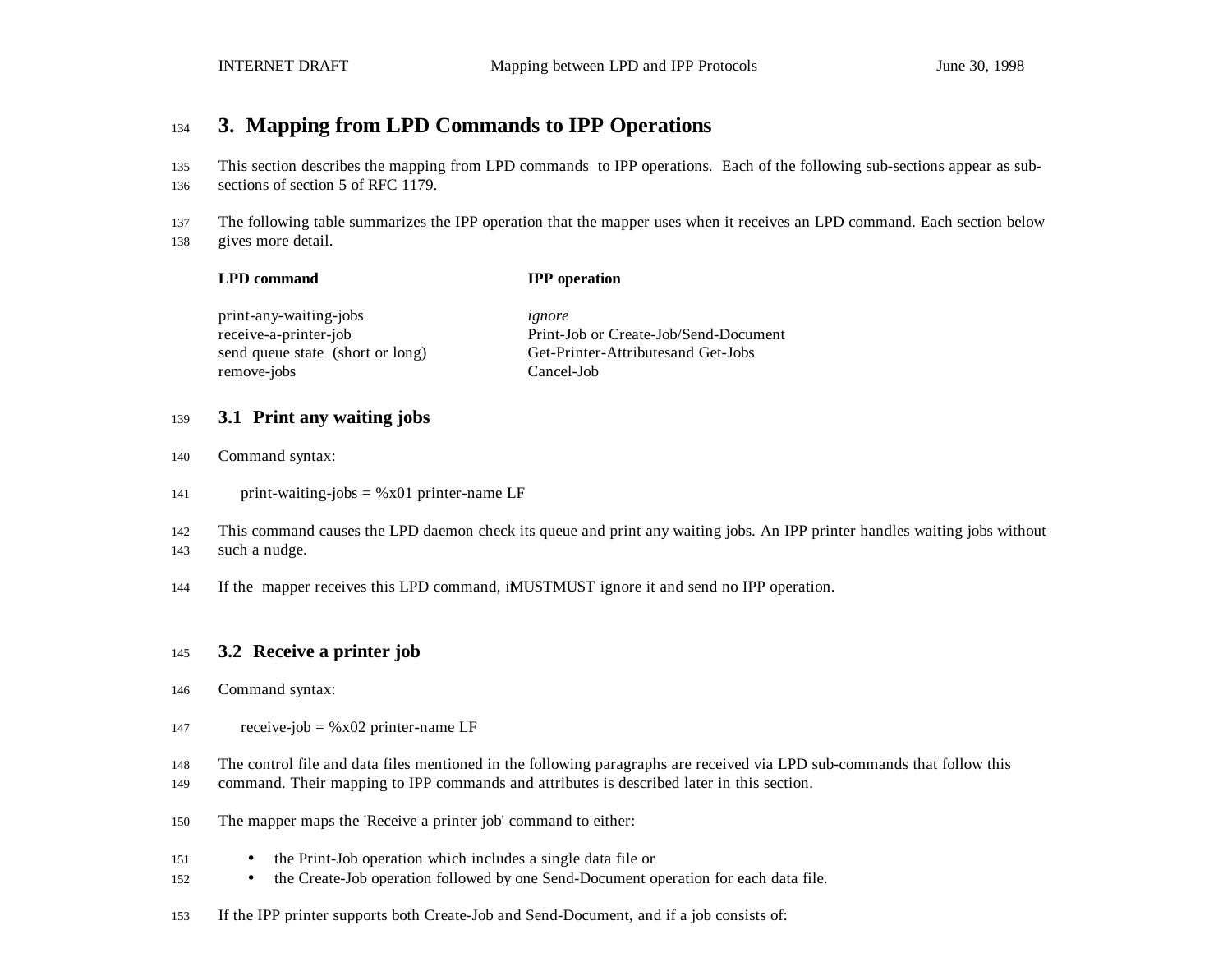## 3. Mapping from LPD Commands to IPP Operations

This section describes the mapping from LPD commands to IPP operations. Each of the following sub-sections appear as sub-sections of section 5 of RFC 1179.

The following table summarizes the IPP operation that the mapper uses when it receives an LPD command. Each section below gives more detail.

| LPD command | IPP operation |
|---|---|
| print-any-waiting-jobs | *ignore* |
| receive-a-printer-job | Print-Job or Create-Job/Send-Document |
| send queue state (short or long) | Get-Printer-Attributesand Get-Jobs |
| remove-jobs | Cancel-Job |

### 3.1 Print any waiting jobs

Command syntax:

```
print-waiting-jobs = %x01 printer-name LF
```

This command causes the LPD daemon check its queue and print any waiting jobs. An IPP printer handles waiting jobs without such a nudge.

If the mapper receives this LPD command, iMUSTMUST ignore it and send no IPP operation.

### 3.2 Receive a printer job

Command syntax:

```
receive-job = %x02 printer-name LF
```

The control file and data files mentioned in the following paragraphs are received via LPD sub-commands that follow this command. Their mapping to IPP commands and attributes is described later in this section.

The mapper maps the 'Receive a printer job' command to either:

- the Print-Job operation which includes a single data file or
- the Create-Job operation followed by one Send-Document operation for each data file.

If the IPP printer supports both Create-Job and Send-Document, and if a job consists of: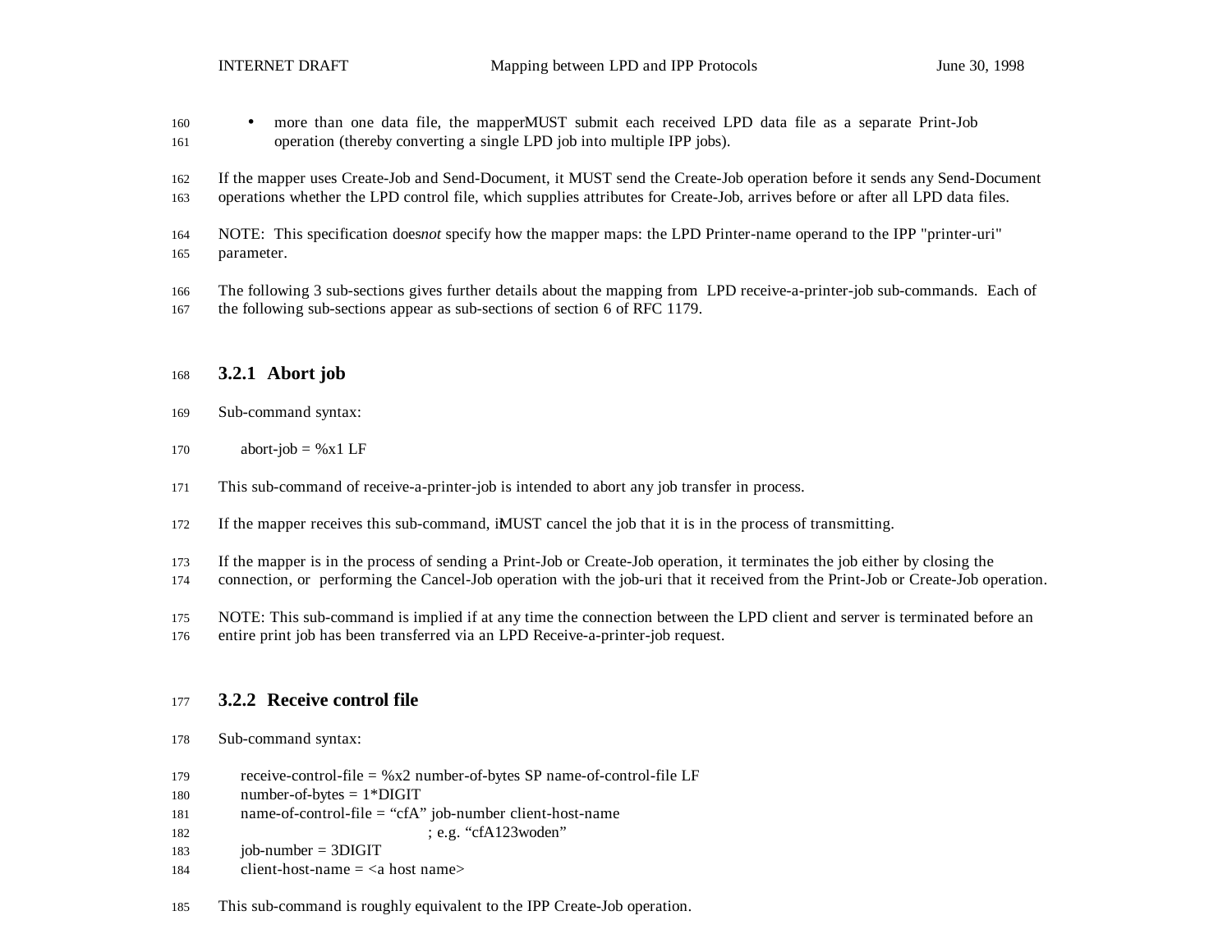- more than one data file, the mapper MUST submit each received LPD data file as a separate Print-Job operation (thereby converting a single LPD job into multiple IPP jobs).

If the mapper uses Create-Job and Send-Document, it MUST send the Create-Job operation before it sends any Send-Document operations whether the LPD control file, which supplies attributes for Create-Job, arrives before or after all LPD data files.

NOTE: This specification does *not* specify how the mapper maps: the LPD Printer-name operand to the IPP "printer-uri" parameter.

The following 3 sub-sections gives further details about the mapping from LPD receive-a-printer-job sub-commands. Each of the following sub-sections appear as sub-sections of section 6 of RFC 1179.

### 3.2.1 Abort job

Sub-command syntax:

```
abort-job = %x1 LF
```

This sub-command of receive-a-printer-job is intended to abort any job transfer in process.

If the mapper receives this sub-command, it MUST cancel the job that it is in the process of transmitting.

If the mapper is in the process of sending a Print-Job or Create-Job operation, it terminates the job either by closing the connection, or performing the Cancel-Job operation with the job-uri that it received from the Print-Job or Create-Job operation.

NOTE: This sub-command is implied if at any time the connection between the LPD client and server is terminated before an entire print job has been transferred via an LPD Receive-a-printer-job request.

### 3.2.2 Receive control file

Sub-command syntax:

```
receive-control-file = %x2 number-of-bytes SP name-of-control-file LF
number-of-bytes = 1*DIGIT
name-of-control-file = "cfA" job-number client-host-name
                                ; e.g. "cfA123woden"
job-number = 3DIGIT
client-host-name = <a host name>
```

This sub-command is roughly equivalent to the IPP Create-Job operation.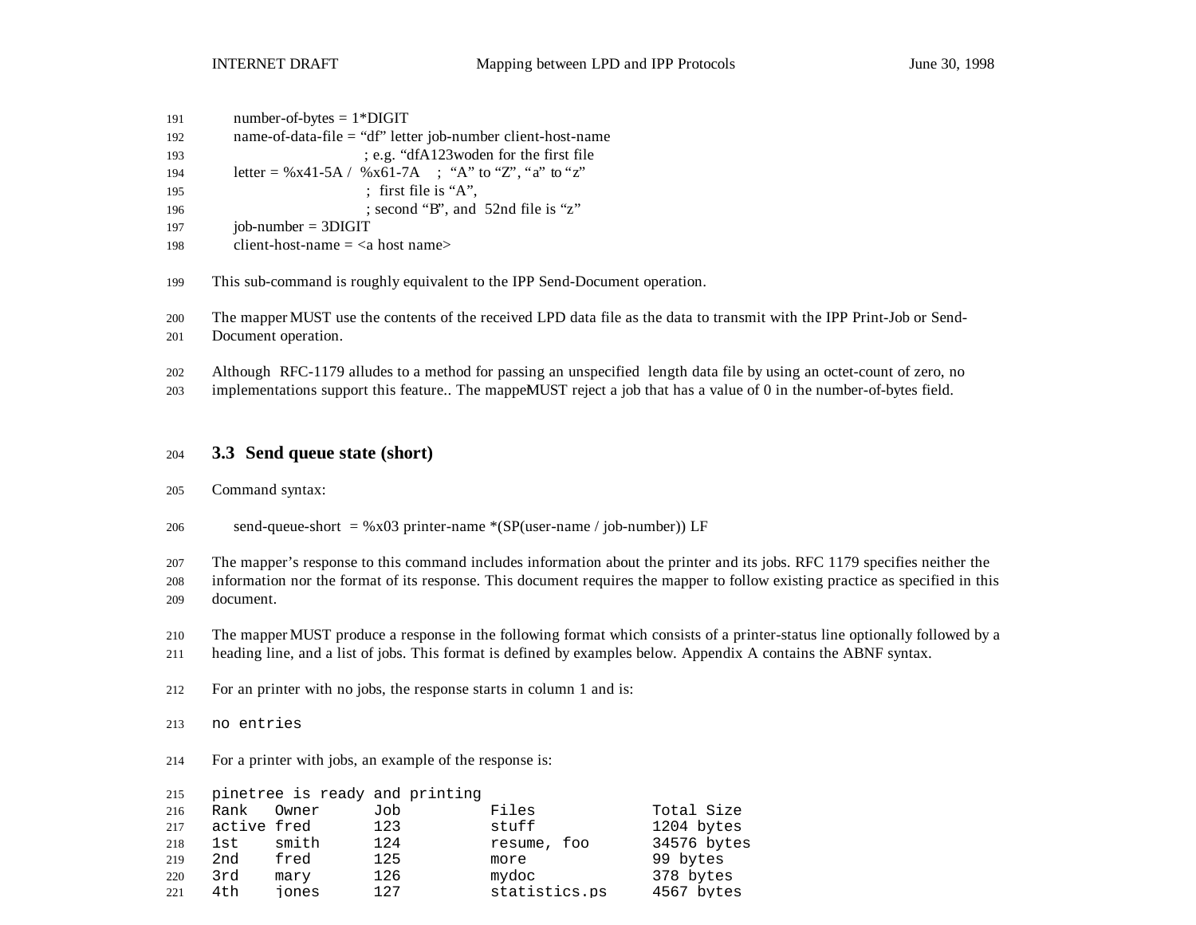```
number-of-bytes = 1*DIGIT
name-of-data-file = "df" letter job-number client-host-name
                        ; e.g. "dfA123woden for the first file
letter = %x41-5A /  %x61-7A    ;  "A" to "Z", "a" to "z"
                        ;  first file is "A",
                        ; second "B", and  52nd file is "z"
job-number = 3DIGIT
client-host-name = <a host name>
```

This sub-command is roughly equivalent to the IPP Send-Document operation.

The mapper MUST use the contents of the received LPD data file as the data to transmit with the IPP Print-Job or Send-Document operation.

Although RFC-1179 alludes to a method for passing an unspecified length data file by using an octet-count of zero, no implementations support this feature.. The mapper MUST reject a job that has a value of 0 in the number-of-bytes field.

## 3.3 Send queue state (short)

Command syntax:

```
send-queue-short  = %x03 printer-name *(SP(user-name / job-number)) LF
```

The mapper's response to this command includes information about the printer and its jobs. RFC 1179 specifies neither the information nor the format of its response. This document requires the mapper to follow existing practice as specified in this document.

The mapper MUST produce a response in the following format which consists of a printer-status line optionally followed by a heading line, and a list of jobs. This format is defined by examples below. Appendix A contains the ABNF syntax.

For an printer with no jobs, the response starts in column 1 and is:

```
no entries
```

For a printer with jobs, an example of the response is:

```
pinetree is ready and printing
Rank   Owner      Job         Files            Total Size
active fred       123         stuff            1204 bytes
1st    smith      124         resume, foo      34576 bytes
2nd    fred       125         more             99 bytes
3rd    mary       126         mydoc            378 bytes
4th    jones      127         statistics.ps    4567 bytes
```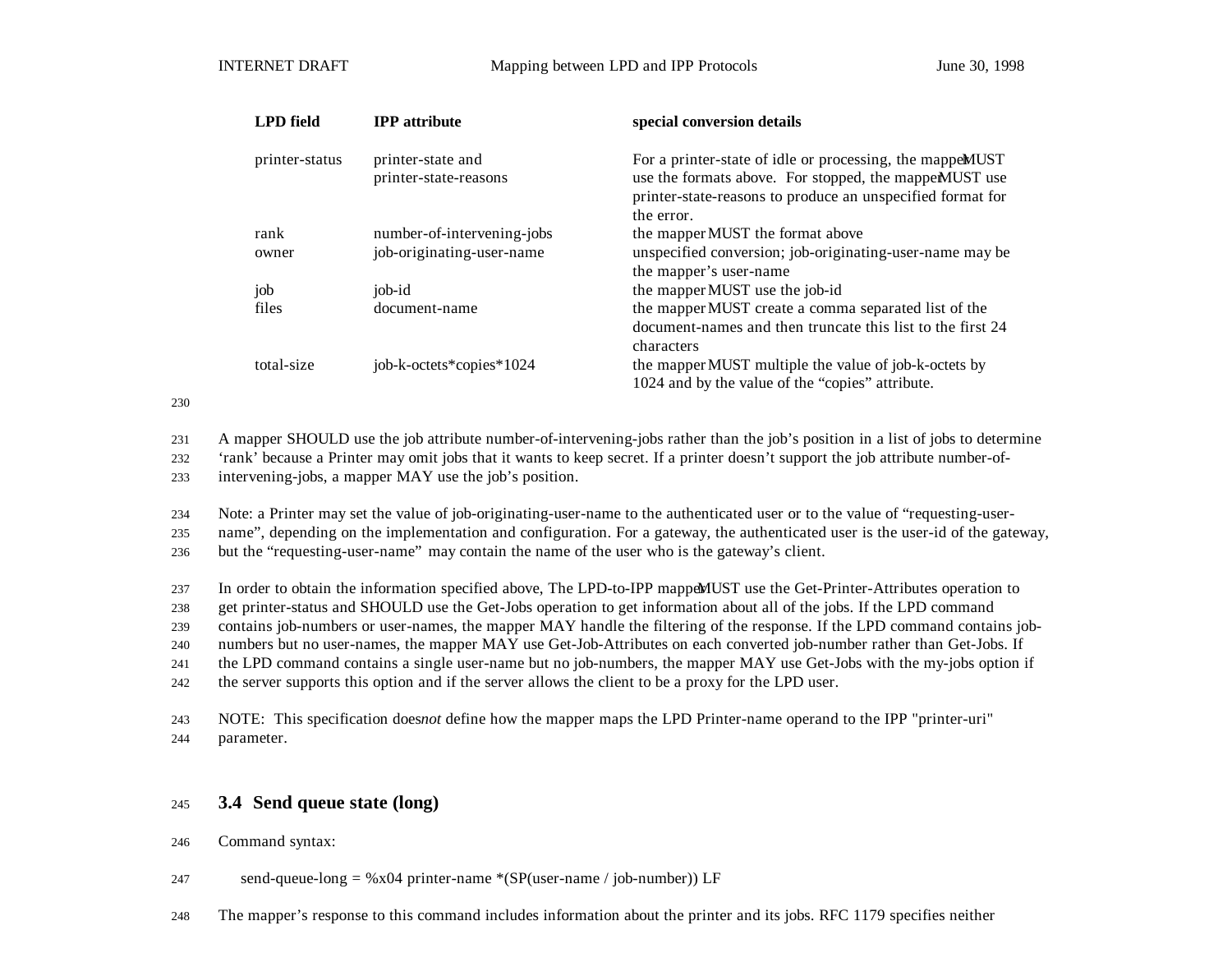| LPD field | IPP attribute | special conversion details |
|---|---|---|
| printer-status | printer-state and printer-state-reasons | For a printer-state of idle or processing, the mapper MUST use the formats above. For stopped, the mapper MUST use printer-state-reasons to produce an unspecified format for the error. |
| rank | number-of-intervening-jobs | the mapper MUST the format above |
| owner | job-originating-user-name | unspecified conversion; job-originating-user-name may be the mapper's user-name |
| job | job-id | the mapper MUST use the job-id |
| files | document-name | the mapper MUST create a comma separated list of the document-names and then truncate this list to the first 24 characters |
| total-size | job-k-octets*copies*1024 | the mapper MUST multiple the value of job-k-octets by 1024 and by the value of the "copies" attribute. |

A mapper SHOULD use the job attribute number-of-intervening-jobs rather than the job's position in a list of jobs to determine 'rank' because a Printer may omit jobs that it wants to keep secret. If a printer doesn't support the job attribute number-of-intervening-jobs, a mapper MAY use the job's position.

Note: a Printer may set the value of job-originating-user-name to the authenticated user or to the value of "requesting-user-name", depending on the implementation and configuration. For a gateway, the authenticated user is the user-id of the gateway, but the "requesting-user-name" may contain the name of the user who is the gateway's client.

In order to obtain the information specified above, The LPD-to-IPP mapper MUST use the Get-Printer-Attributes operation to get printer-status and SHOULD use the Get-Jobs operation to get information about all of the jobs. If the LPD command contains job-numbers or user-names, the mapper MAY handle the filtering of the response. If the LPD command contains job-numbers but no user-names, the mapper MAY use Get-Job-Attributes on each converted job-number rather than Get-Jobs. If the LPD command contains a single user-name but no job-numbers, the mapper MAY use Get-Jobs with the my-jobs option if the server supports this option and if the server allows the client to be a proxy for the LPD user.

NOTE: This specification does *not* define how the mapper maps the LPD Printer-name operand to the IPP "printer-uri" parameter.

## 3.4 Send queue state (long)

Command syntax:

```
send-queue-long = %x04 printer-name *(SP(user-name / job-number)) LF
```

The mapper's response to this command includes information about the printer and its jobs. RFC 1179 specifies neither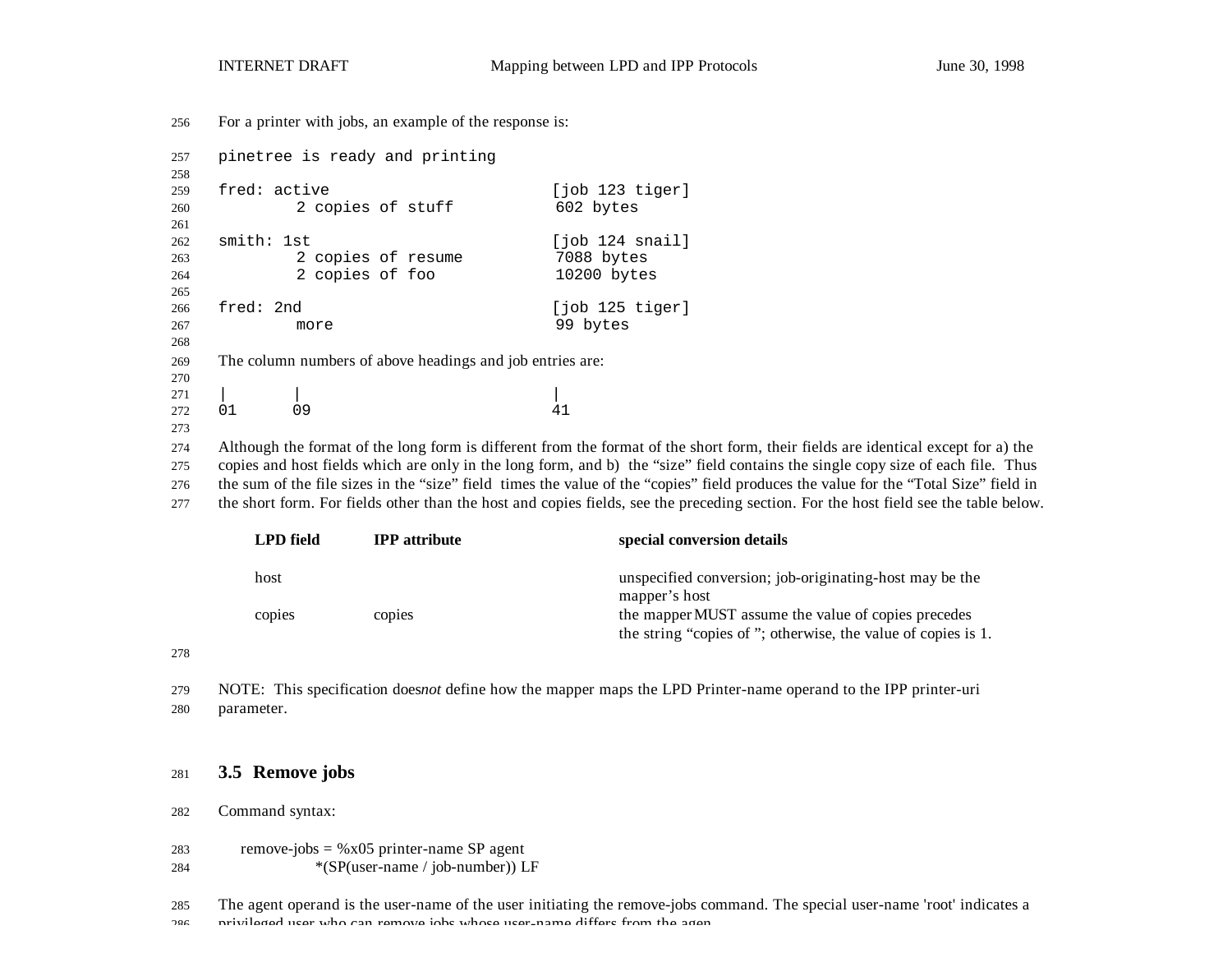For a printer with jobs, an example of the response is:

```
pinetree is ready and printing

fred: active                        [job 123 tiger]
        2 copies of stuff            602 bytes

smith: 1st                          [job 124 snail]
        2 copies of resume           7088 bytes
        2 copies of foo              10200 bytes

fred: 2nd                           [job 125 tiger]
        more                         99 bytes
```

The column numbers of above headings and job entries are:

```
|       |                           |
01      09                          41
```

Although the format of the long form is different from the format of the short form, their fields are identical except for a) the copies and host fields which are only in the long form, and b) the "size" field contains the single copy size of each file. Thus the sum of the file sizes in the "size" field times the value of the "copies" field produces the value for the "Total Size" field in the short form. For fields other than the host and copies fields, see the preceding section. For the host field see the table below.

| LPD field | IPP attribute | special conversion details |
|---|---|---|
| host | | unspecified conversion; job-originating-host may be the mapper's host |
| copies | copies | the mapper MUST assume the value of copies precedes the string "copies of "; otherwise, the value of copies is 1. |

NOTE: This specification does *not* define how the mapper maps the LPD Printer-name operand to the IPP printer-uri parameter.

## 3.5 Remove jobs

Command syntax:

```
remove-jobs = %x05 printer-name SP agent
            *(SP(user-name / job-number)) LF
```

The agent operand is the user-name of the user initiating the remove-jobs command. The special user-name 'root' indicates a privileged user who can remove jobs whose user-name differs from the agen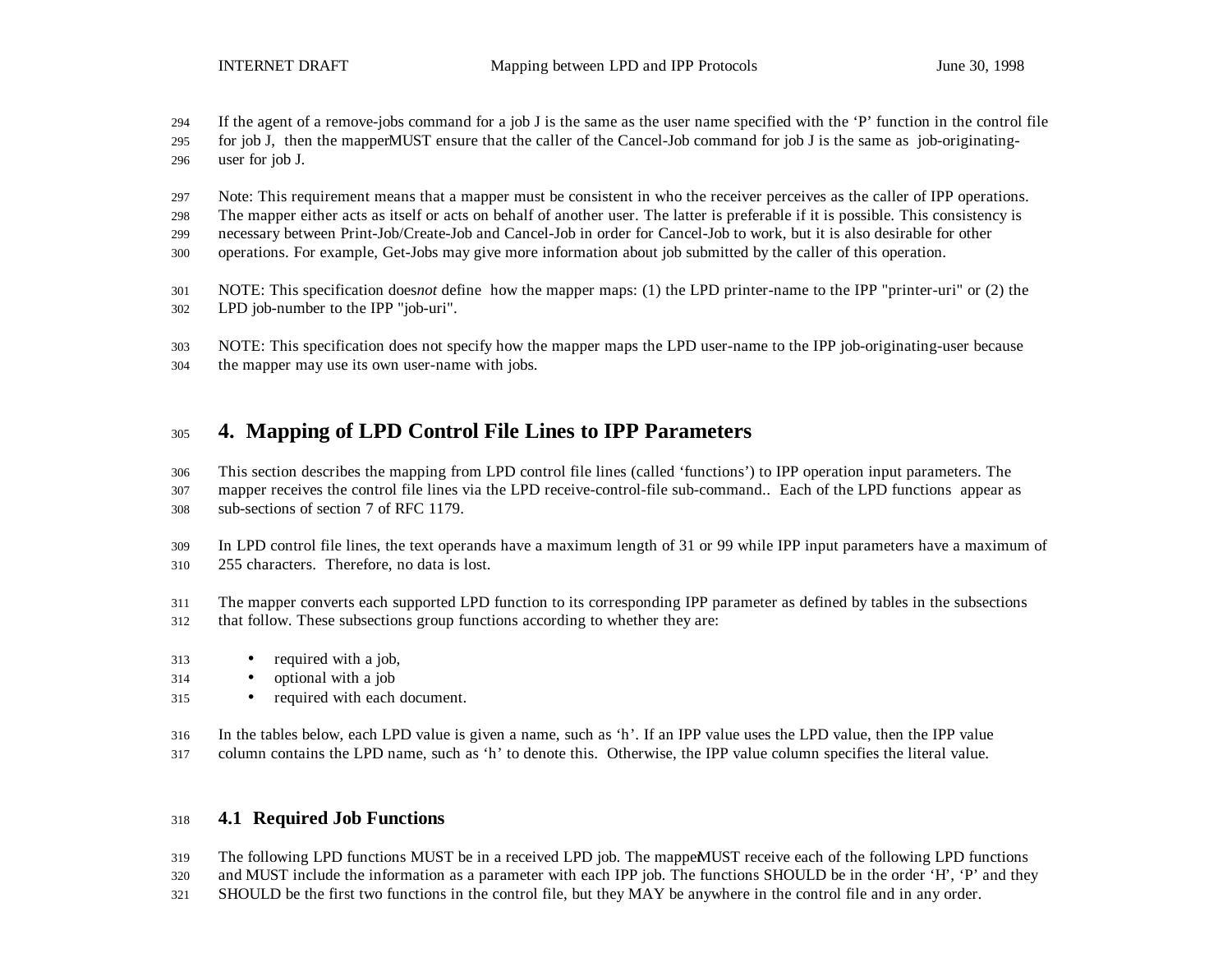If the agent of a remove-jobs command for a job J is the same as the user name specified with the 'P' function in the control file for job J, then the mapper MUST ensure that the caller of the Cancel-Job command for job J is the same as job-originating-user for job J.

Note: This requirement means that a mapper must be consistent in who the receiver perceives as the caller of IPP operations. The mapper either acts as itself or acts on behalf of another user. The latter is preferable if it is possible. This consistency is necessary between Print-Job/Create-Job and Cancel-Job in order for Cancel-Job to work, but it is also desirable for other operations. For example, Get-Jobs may give more information about job submitted by the caller of this operation.

NOTE: This specification does *not* define how the mapper maps: (1) the LPD printer-name to the IPP "printer-uri" or (2) the LPD job-number to the IPP "job-uri".

NOTE: This specification does not specify how the mapper maps the LPD user-name to the IPP job-originating-user because the mapper may use its own user-name with jobs.

# 4. Mapping of LPD Control File Lines to IPP Parameters

This section describes the mapping from LPD control file lines (called 'functions') to IPP operation input parameters. The mapper receives the control file lines via the LPD receive-control-file sub-command.. Each of the LPD functions appear as sub-sections of section 7 of RFC 1179.

In LPD control file lines, the text operands have a maximum length of 31 or 99 while IPP input parameters have a maximum of 255 characters. Therefore, no data is lost.

The mapper converts each supported LPD function to its corresponding IPP parameter as defined by tables in the subsections that follow. These subsections group functions according to whether they are:

- required with a job,
- optional with a job
- required with each document.

In the tables below, each LPD value is given a name, such as 'h'. If an IPP value uses the LPD value, then the IPP value column contains the LPD name, such as 'h' to denote this. Otherwise, the IPP value column specifies the literal value.

## 4.1 Required Job Functions

The following LPD functions MUST be in a received LPD job. The mapper MUST receive each of the following LPD functions and MUST include the information as a parameter with each IPP job. The functions SHOULD be in the order 'H', 'P' and they SHOULD be the first two functions in the control file, but they MAY be anywhere in the control file and in any order.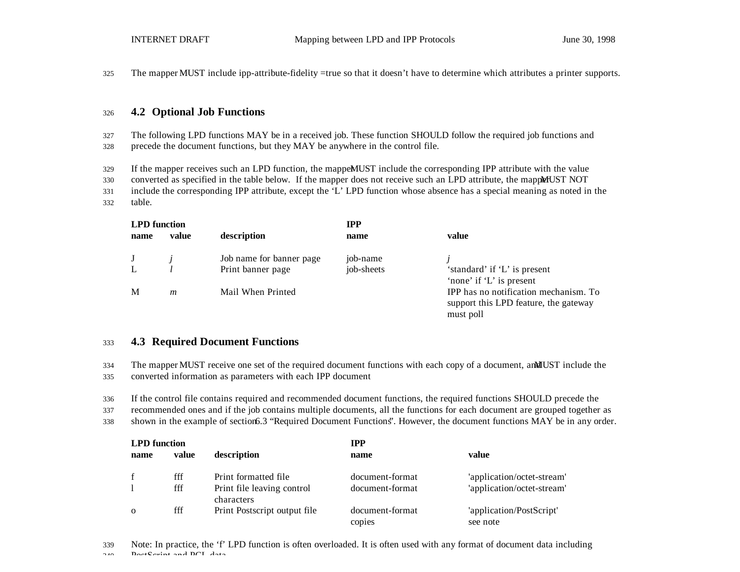The mapper MUST include ipp-attribute-fidelity =true so that it doesn't have to determine which attributes a printer supports.

## 4.2 Optional Job Functions

The following LPD functions MAY be in a received job. These function SHOULD follow the required job functions and precede the document functions, but they MAY be anywhere in the control file.

If the mapper receives such an LPD function, the mapper MUST include the corresponding IPP attribute with the value converted as specified in the table below. If the mapper does not receive such an LPD attribute, the mapper MUST NOT include the corresponding IPP attribute, except the 'L' LPD function whose absence has a special meaning as noted in the table.

| LPD function name | value | description | IPP name | value |
|---|---|---|---|---|
| J | *j* | Job name for banner page | job-name | *j* |
| L | *l* | Print banner page | job-sheets | 'standard' if 'L' is present<br>'none' if 'L' is present |
| M | *m* | Mail When Printed | | IPP has no notification mechanism. To support this LPD feature, the gateway must poll |

## 4.3 Required Document Functions

The mapper MUST receive one set of the required document functions with each copy of a document, and MUST include the converted information as parameters with each IPP document

If the control file contains required and recommended document functions, the required functions SHOULD precede the recommended ones and if the job contains multiple documents, all the functions for each document are grouped together as shown in the example of section 6.3 "Required Document Functions". However, the document functions MAY be in any order.

| LPD function name | value | description | IPP name | value |
|---|---|---|---|---|
| f | fff | Print formatted file | document-format | 'application/octet-stream' |
| l | fff | Print file leaving control characters | document-format | 'application/octet-stream' |
| o | fff | Print Postscript output file | document-format<br>copies | 'application/PostScript'<br>see note |

Note: In practice, the 'f' LPD function is often overloaded. It is often used with any format of document data including PostScript and PCL data.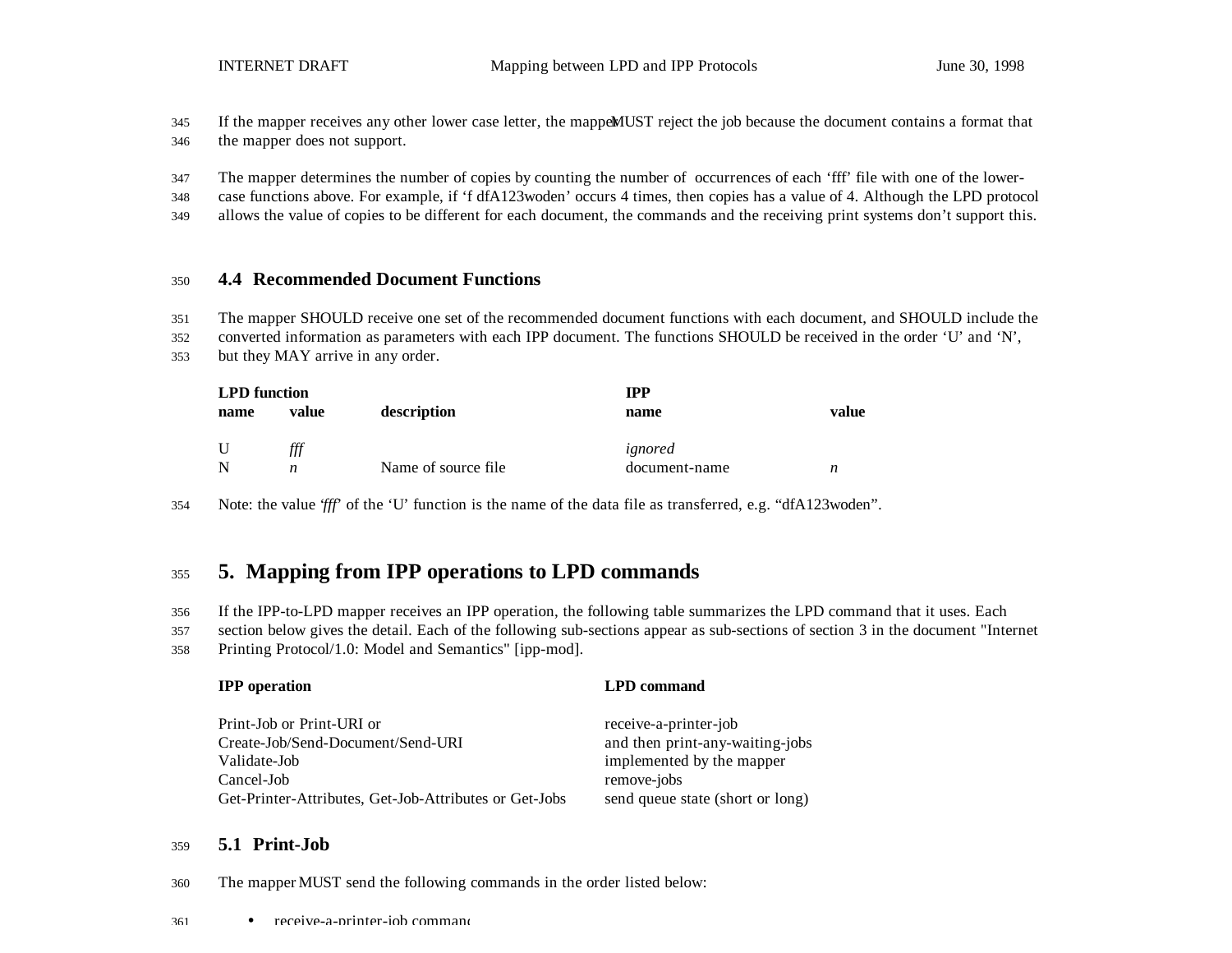If the mapper receives any other lower case letter, the mapper MUST reject the job because the document contains a format that the mapper does not support.

The mapper determines the number of copies by counting the number of occurrences of each 'fff' file with one of the lower-case functions above. For example, if 'f dfA123woden' occurs 4 times, then copies has a value of 4. Although the LPD protocol allows the value of copies to be different for each document, the commands and the receiving print systems don't support this.

## 4.4 Recommended Document Functions

The mapper SHOULD receive one set of the recommended document functions with each document, and SHOULD include the converted information as parameters with each IPP document. The functions SHOULD be received in the order 'U' and 'N', but they MAY arrive in any order.

| LPD function | | | IPP | |
|---|---|---|---|---|
| name | value | description | name | value |
| U | *fff* | | *ignored* | |
| N | *n* | Name of source file | document-name | *n* |

Note: the value *'fff'* of the 'U' function is the name of the data file as transferred, e.g. "dfA123woden".

# 5. Mapping from IPP operations to LPD commands

If the IPP-to-LPD mapper receives an IPP operation, the following table summarizes the LPD command that it uses. Each section below gives the detail. Each of the following sub-sections appear as sub-sections of section 3 in the document "Internet Printing Protocol/1.0: Model and Semantics" [ipp-mod].

| IPP operation | LPD command |
|---|---|
| Print-Job or Print-URI or Create-Job/Send-Document/Send-URI | receive-a-printer-job and then print-any-waiting-jobs |
| Validate-Job | implemented by the mapper |
| Cancel-Job | remove-jobs |
| Get-Printer-Attributes, Get-Job-Attributes or Get-Jobs | send queue state (short or long) |

## 5.1 Print-Job

The mapper MUST send the following commands in the order listed below:

- receive-a-printer-job command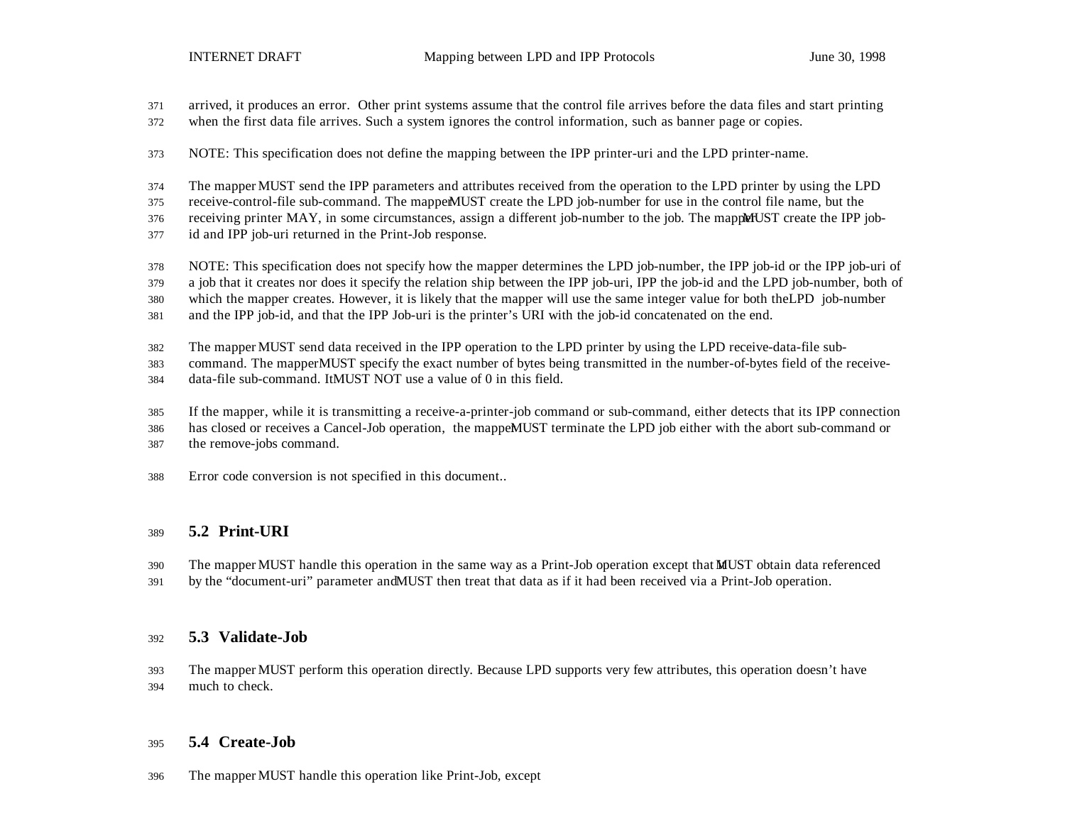arrived, it produces an error. Other print systems assume that the control file arrives before the data files and start printing when the first data file arrives. Such a system ignores the control information, such as banner page or copies.

NOTE: This specification does not define the mapping between the IPP printer-uri and the LPD printer-name.

The mapper MUST send the IPP parameters and attributes received from the operation to the LPD printer by using the LPD receive-control-file sub-command. The mapper MUST create the LPD job-number for use in the control file name, but the receiving printer MAY, in some circumstances, assign a different job-number to the job. The mapper MUST create the IPP job-id and IPP job-uri returned in the Print-Job response.

NOTE: This specification does not specify how the mapper determines the LPD job-number, the IPP job-id or the IPP job-uri of a job that it creates nor does it specify the relation ship between the IPP job-uri, IPP the job-id and the LPD job-number, both of which the mapper creates. However, it is likely that the mapper will use the same integer value for both the LPD job-number and the IPP job-id, and that the IPP Job-uri is the printer's URI with the job-id concatenated on the end.

The mapper MUST send data received in the IPP operation to the LPD printer by using the LPD receive-data-file sub-command. The mapper MUST specify the exact number of bytes being transmitted in the number-of-bytes field of the receive-data-file sub-command. It MUST NOT use a value of 0 in this field.

If the mapper, while it is transmitting a receive-a-printer-job command or sub-command, either detects that its IPP connection has closed or receives a Cancel-Job operation, the mapper MUST terminate the LPD job either with the abort sub-command or the remove-jobs command.

Error code conversion is not specified in this document..

## 5.2 Print-URI

The mapper MUST handle this operation in the same way as a Print-Job operation except that it MUST obtain data referenced by the "document-uri" parameter and MUST then treat that data as if it had been received via a Print-Job operation.

## 5.3 Validate-Job

The mapper MUST perform this operation directly. Because LPD supports very few attributes, this operation doesn't have much to check.

## 5.4 Create-Job

The mapper MUST handle this operation like Print-Job, except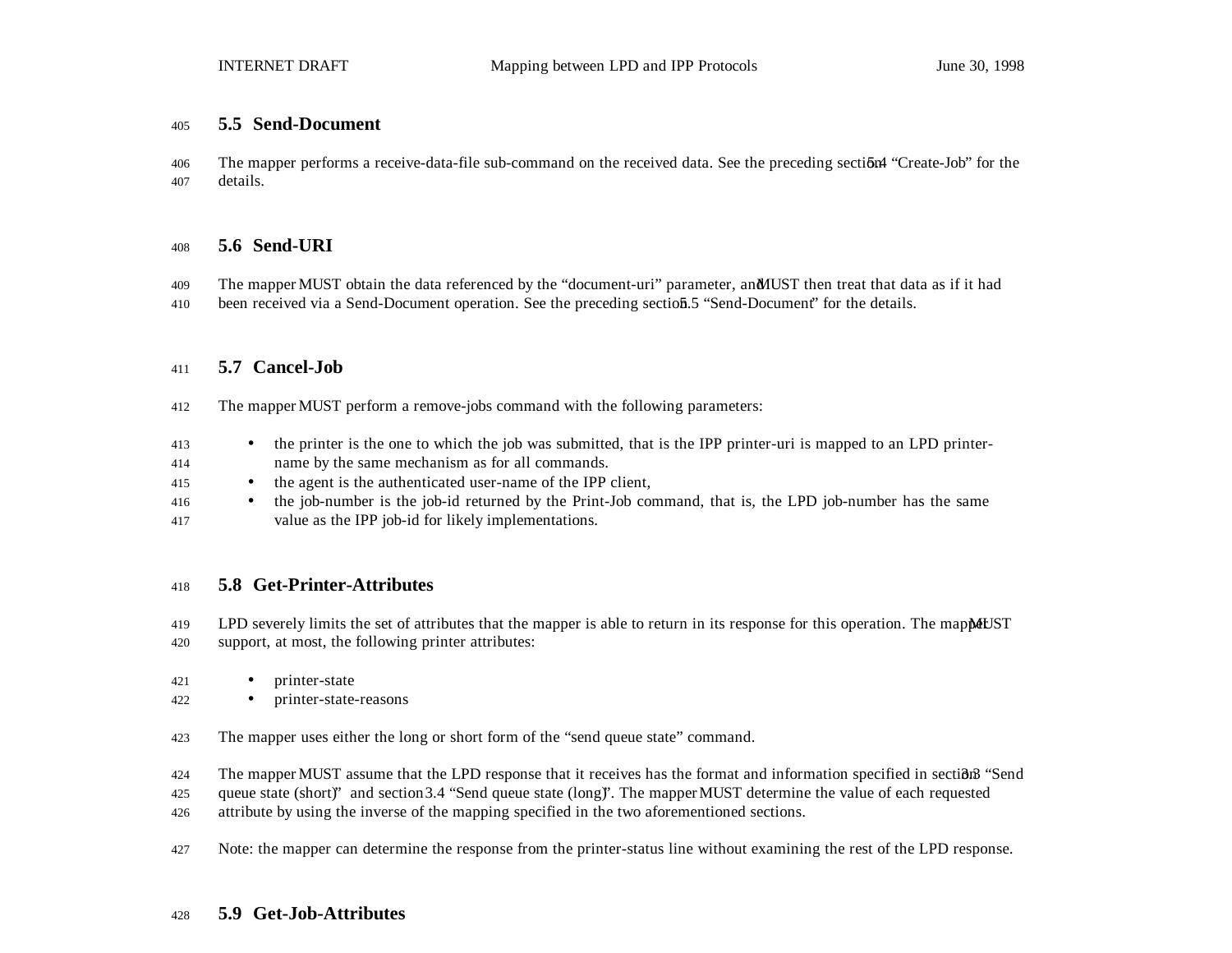## 5.5 Send-Document

The mapper performs a receive-data-file sub-command on the received data. See the preceding section 5.4 "Create-Job" for the details.

## 5.6 Send-URI

The mapper MUST obtain the data referenced by the "document-uri" parameter, and MUST then treat that data as if it had been received via a Send-Document operation. See the preceding section 5.5 "Send-Document" for the details.

## 5.7 Cancel-Job

The mapper MUST perform a remove-jobs command with the following parameters:

- the printer is the one to which the job was submitted, that is the IPP printer-uri is mapped to an LPD printer-name by the same mechanism as for all commands.
- the agent is the authenticated user-name of the IPP client,
- the job-number is the job-id returned by the Print-Job command, that is, the LPD job-number has the same value as the IPP job-id for likely implementations.

## 5.8 Get-Printer-Attributes

LPD severely limits the set of attributes that the mapper is able to return in its response for this operation. The mapper MUST support, at most, the following printer attributes:

- printer-state
- printer-state-reasons

The mapper uses either the long or short form of the "send queue state" command.

The mapper MUST assume that the LPD response that it receives has the format and information specified in section 3.3 "Send queue state (short)" and section 3.4 "Send queue state (long)". The mapper MUST determine the value of each requested attribute by using the inverse of the mapping specified in the two aforementioned sections.

Note: the mapper can determine the response from the printer-status line without examining the rest of the LPD response.

## 5.9 Get-Job-Attributes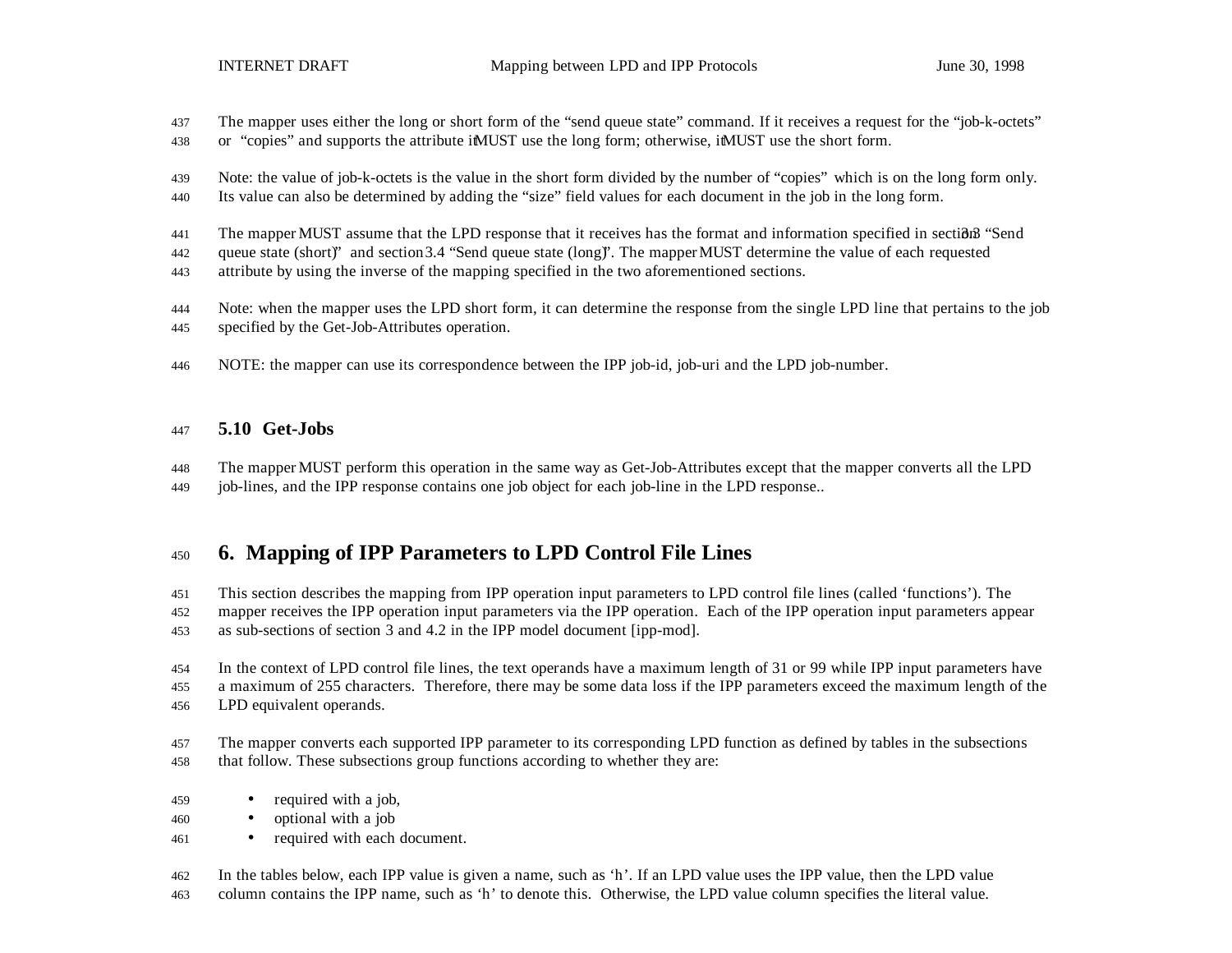The mapper uses either the long or short form of the "send queue state" command. If it receives a request for the "job-k-octets" or "copies" and supports the attribute it MUST use the long form; otherwise, it MUST use the short form.

Note: the value of job-k-octets is the value in the short form divided by the number of "copies" which is on the long form only. Its value can also be determined by adding the "size" field values for each document in the job in the long form.

The mapper MUST assume that the LPD response that it receives has the format and information specified in section 3.3 "Send queue state (short)" and section 3.4 "Send queue state (long)". The mapper MUST determine the value of each requested attribute by using the inverse of the mapping specified in the two aforementioned sections.

Note: when the mapper uses the LPD short form, it can determine the response from the single LPD line that pertains to the job specified by the Get-Job-Attributes operation.

NOTE: the mapper can use its correspondence between the IPP job-id, job-uri and the LPD job-number.

### 5.10 Get-Jobs

The mapper MUST perform this operation in the same way as Get-Job-Attributes except that the mapper converts all the LPD job-lines, and the IPP response contains one job object for each job-line in the LPD response..

## 6. Mapping of IPP Parameters to LPD Control File Lines

This section describes the mapping from IPP operation input parameters to LPD control file lines (called 'functions'). The mapper receives the IPP operation input parameters via the IPP operation. Each of the IPP operation input parameters appear as sub-sections of section 3 and 4.2 in the IPP model document [ipp-mod].

In the context of LPD control file lines, the text operands have a maximum length of 31 or 99 while IPP input parameters have a maximum of 255 characters. Therefore, there may be some data loss if the IPP parameters exceed the maximum length of the LPD equivalent operands.

The mapper converts each supported IPP parameter to its corresponding LPD function as defined by tables in the subsections that follow. These subsections group functions according to whether they are:

- required with a job,
- optional with a job
- required with each document.

In the tables below, each IPP value is given a name, such as 'h'. If an LPD value uses the IPP value, then the LPD value column contains the IPP name, such as 'h' to denote this. Otherwise, the LPD value column specifies the literal value.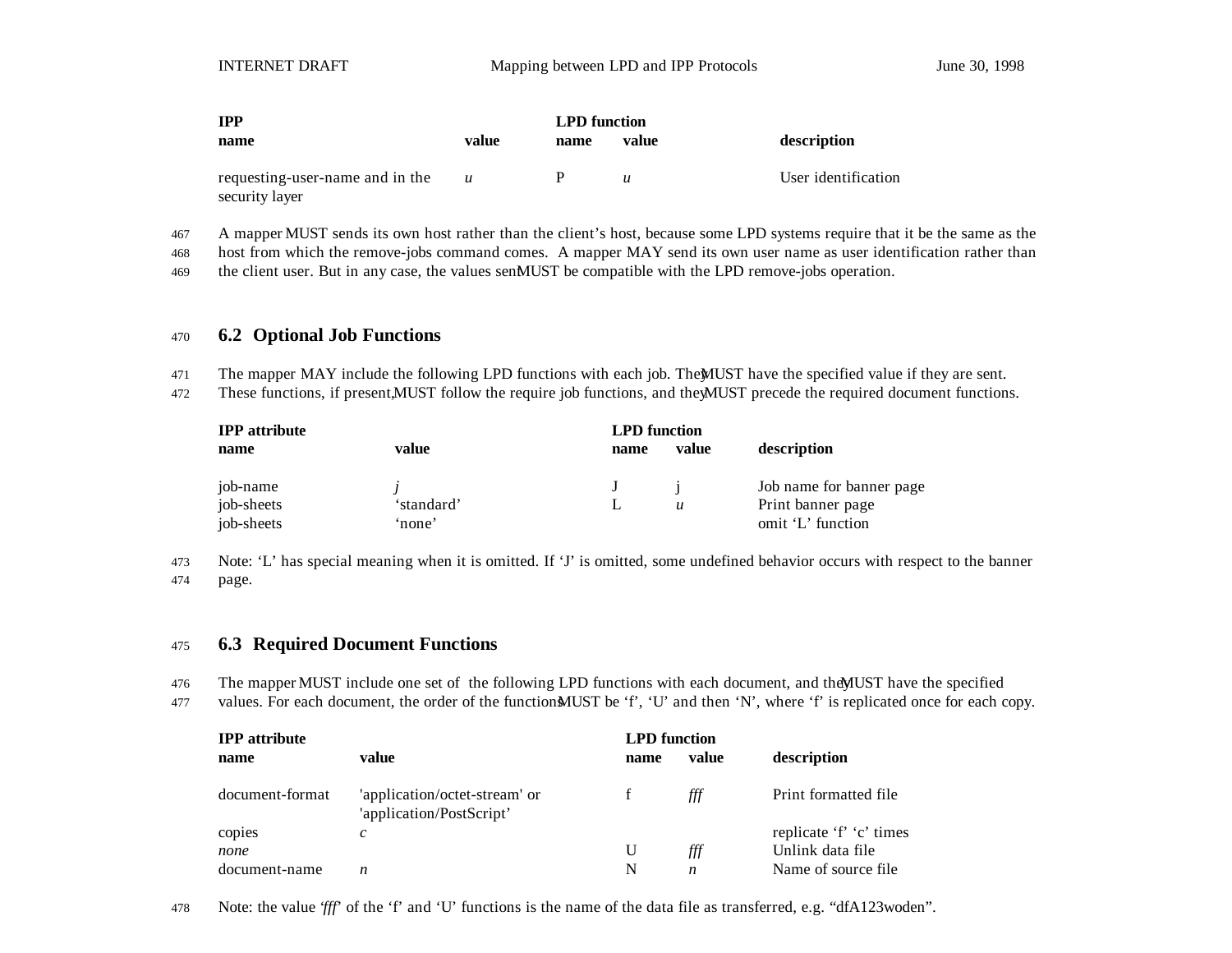| IPP name | value | LPD function name | value | description |
|---|---|---|---|---|
| requesting-user-name and in the security layer | *u* | P | *u* | User identification |

A mapper MUST sends its own host rather than the client's host, because some LPD systems require that it be the same as the host from which the remove-jobs command comes. A mapper MAY send its own user name as user identification rather than the client user. But in any case, the values sent MUST be compatible with the LPD remove-jobs operation.

## 6.2 Optional Job Functions

The mapper MAY include the following LPD functions with each job. They MUST have the specified value if they are sent. These functions, if present, MUST follow the require job functions, and they MUST precede the required document functions.

| IPP attribute name | value | LPD function name | value | description |
|---|---|---|---|---|
| job-name | *j* | J | j | Job name for banner page |
| job-sheets | 'standard' | L | *u* | Print banner page |
| job-sheets | 'none' | | | omit 'L' function |

Note: 'L' has special meaning when it is omitted. If 'J' is omitted, some undefined behavior occurs with respect to the banner page.

## 6.3 Required Document Functions

The mapper MUST include one set of the following LPD functions with each document, and they MUST have the specified values. For each document, the order of the functions MUST be 'f', 'U' and then 'N', where 'f' is replicated once for each copy.

| IPP attribute name | value | LPD function name | value | description |
|---|---|---|---|---|
| document-format | 'application/octet-stream' or 'application/PostScript' | f | *fff* | Print formatted file |
| copies | *c* | | | replicate 'f' 'c' times |
| *none* | | U | *fff* | Unlink data file |
| document-name | *n* | N | *n* | Name of source file |

Note: the value *'fff'* of the 'f' and 'U' functions is the name of the data file as transferred, e.g. "dfA123woden".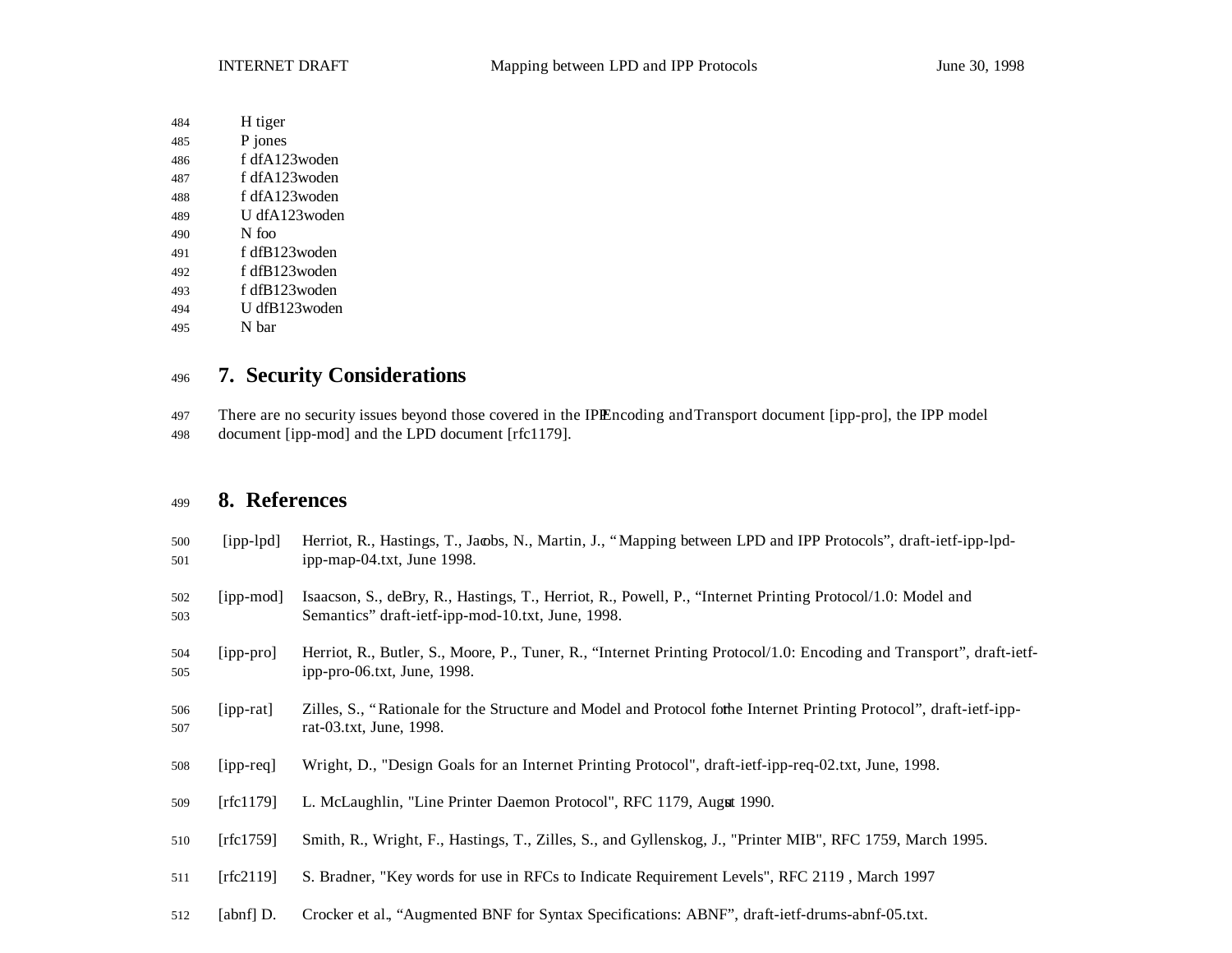```
H tiger
P jones
f dfA123woden
f dfA123woden
f dfA123woden
U dfA123woden
N foo
f dfB123woden
f dfB123woden
f dfB123woden
U dfB123woden
N bar
```

## 7. Security Considerations

There are no security issues beyond those covered in the IPP Encoding and Transport document [ipp-pro], the IPP model document [ipp-mod] and the LPD document [rfc1179].

## 8. References

[ipp-lpd] Herriot, R., Hastings, T., Jacobs, N., Martin, J., "Mapping between LPD and IPP Protocols", draft-ietf-ipp-lpd-ipp-map-04.txt, June 1998.

[ipp-mod] Isaacson, S., deBry, R., Hastings, T., Herriot, R., Powell, P., "Internet Printing Protocol/1.0: Model and Semantics" draft-ietf-ipp-mod-10.txt, June, 1998.

[ipp-pro] Herriot, R., Butler, S., Moore, P., Tuner, R., "Internet Printing Protocol/1.0: Encoding and Transport", draft-ietf-ipp-pro-06.txt, June, 1998.

[ipp-rat] Zilles, S., "Rationale for the Structure and Model and Protocol for the Internet Printing Protocol", draft-ietf-ipp-rat-03.txt, June, 1998.

[ipp-req] Wright, D., "Design Goals for an Internet Printing Protocol", draft-ietf-ipp-req-02.txt, June, 1998.

[rfc1179] L. McLaughlin, "Line Printer Daemon Protocol", RFC 1179, August 1990.

[rfc1759] Smith, R., Wright, F., Hastings, T., Zilles, S., and Gyllenskog, J., "Printer MIB", RFC 1759, March 1995.

[rfc2119] S. Bradner, "Key words for use in RFCs to Indicate Requirement Levels", RFC 2119 , March 1997

[abnf] D. Crocker et al., "Augmented BNF for Syntax Specifications: ABNF", draft-ietf-drums-abnf-05.txt.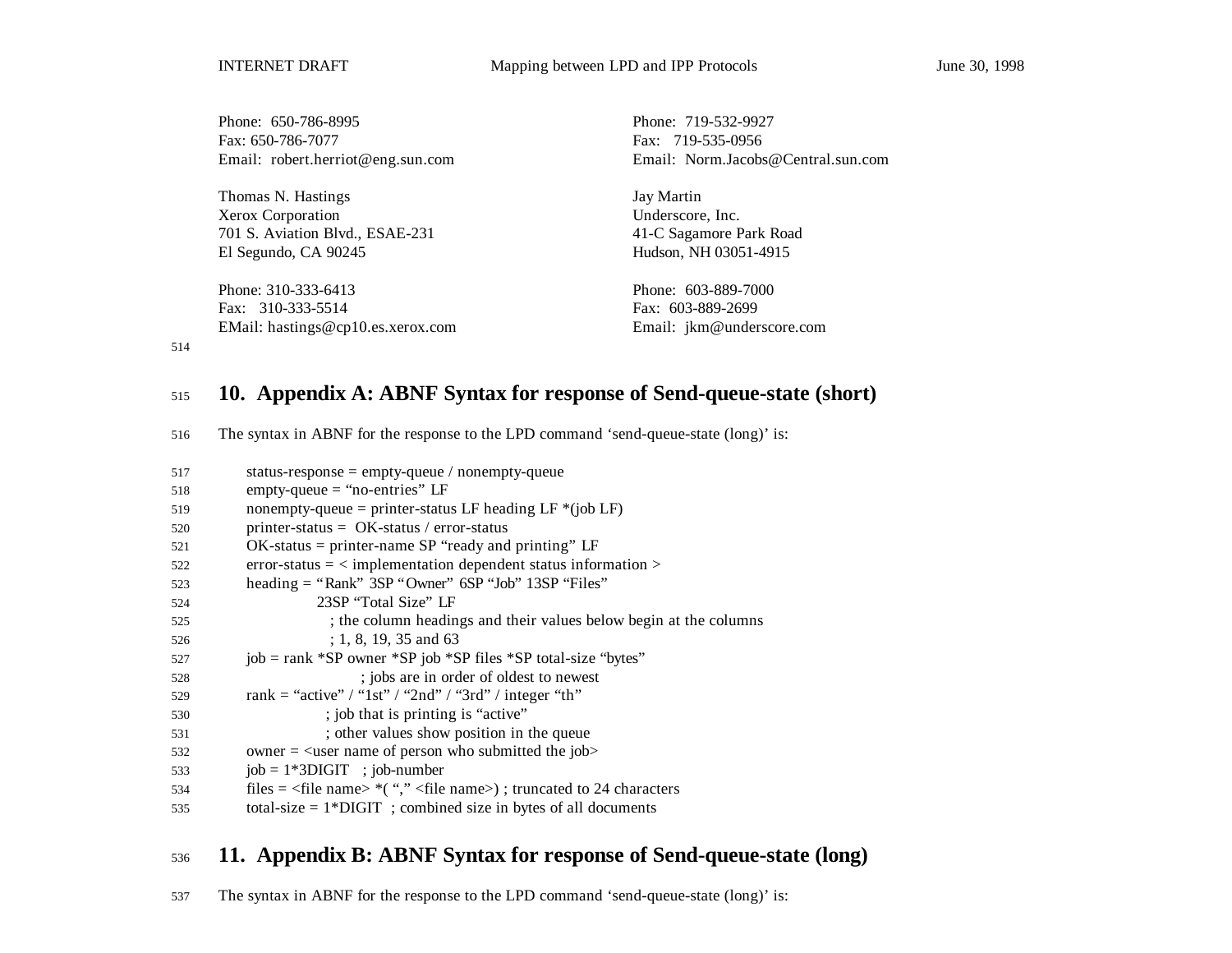Phone: 650-786-8995
Fax: 650-786-7077
Email: robert.herriot@eng.sun.com

Phone: 719-532-9927
Fax: 719-535-0956
Email: Norm.Jacobs@Central.sun.com

Thomas N. Hastings
Xerox Corporation
701 S. Aviation Blvd., ESAE-231
El Segundo, CA 90245

Phone: 310-333-6413
Fax: 310-333-5514
EMail: hastings@cp10.es.xerox.com

Jay Martin
Underscore, Inc.
41-C Sagamore Park Road
Hudson, NH 03051-4915

Phone: 603-889-7000
Fax: 603-889-2699
Email: jkm@underscore.com

## 10. Appendix A: ABNF Syntax for response of Send-queue-state (short)

The syntax in ABNF for the response to the LPD command 'send-queue-state (long)' is:

```
status-response = empty-queue / nonempty-queue
empty-queue = "no-entries" LF
nonempty-queue = printer-status LF heading LF *(job LF)
printer-status =  OK-status / error-status
OK-status = printer-name SP "ready and printing" LF
error-status = < implementation dependent status information >
heading = "Rank" 3SP "Owner" 6SP "Job" 13SP "Files"
            23SP "Total Size" LF
              ; the column headings and their values below begin at the columns
              ; 1, 8, 19, 35 and 63
job = rank *SP owner *SP job *SP files *SP total-size "bytes"
                   ; jobs are in order of oldest to newest
rank = "active" / "1st" / "2nd" / "3rd" / integer "th"
             ; job that is printing is "active"
             ; other values show position in the queue
owner = <user name of person who submitted the job>
job = 1*3DIGIT   ; job-number
files = <file name> *( "," <file name>) ; truncated to 24 characters
total-size = 1*DIGIT  ; combined size in bytes of all documents
```

## 11. Appendix B: ABNF Syntax for response of Send-queue-state (long)

The syntax in ABNF for the response to the LPD command 'send-queue-state (long)' is: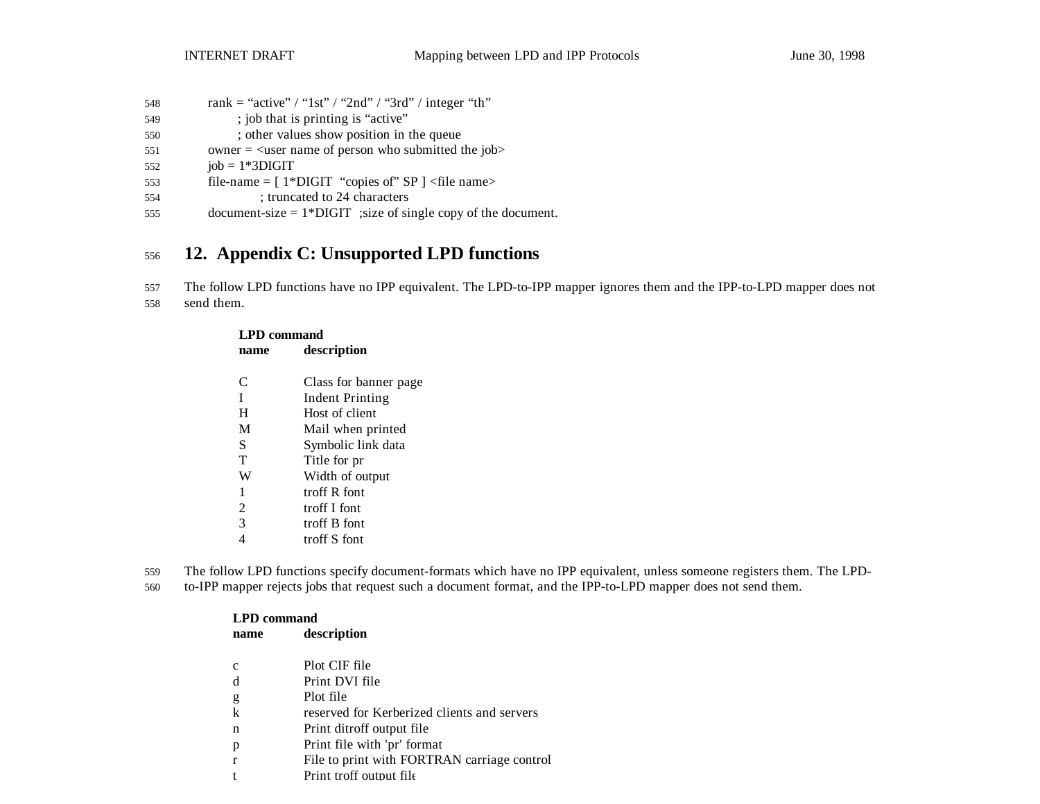```
rank = "active" / "1st" / "2nd" / "3rd" / integer "th"
        ; job that is printing is "active"
        ; other values show position in the queue
owner = <user name of person who submitted the job>
job = 1*3DIGIT
file-name = [ 1*DIGIT  "copies of" SP ] <file name>
              ; truncated to 24 characters
document-size = 1*DIGIT  ;size of single copy of the document.
```

## 12. Appendix C: Unsupported LPD functions

The follow LPD functions have no IPP equivalent. The LPD-to-IPP mapper ignores them and the IPP-to-LPD mapper does not send them.

| LPD command name | description |
|---|---|
| C | Class for banner page |
| I | Indent Printing |
| H | Host of client |
| M | Mail when printed |
| S | Symbolic link data |
| T | Title for pr |
| W | Width of output |
| 1 | troff R font |
| 2 | troff I font |
| 3 | troff B font |
| 4 | troff S font |

The follow LPD functions specify document-formats which have no IPP equivalent, unless someone registers them. The LPD-to-IPP mapper rejects jobs that request such a document format, and the IPP-to-LPD mapper does not send them.

| LPD command name | description |
|---|---|
| c | Plot CIF file |
| d | Print DVI file |
| g | Plot file |
| k | reserved for Kerberized clients and servers |
| n | Print ditroff output file |
| p | Print file with 'pr' format |
| r | File to print with FORTRAN carriage control |
| t | Print troff output file |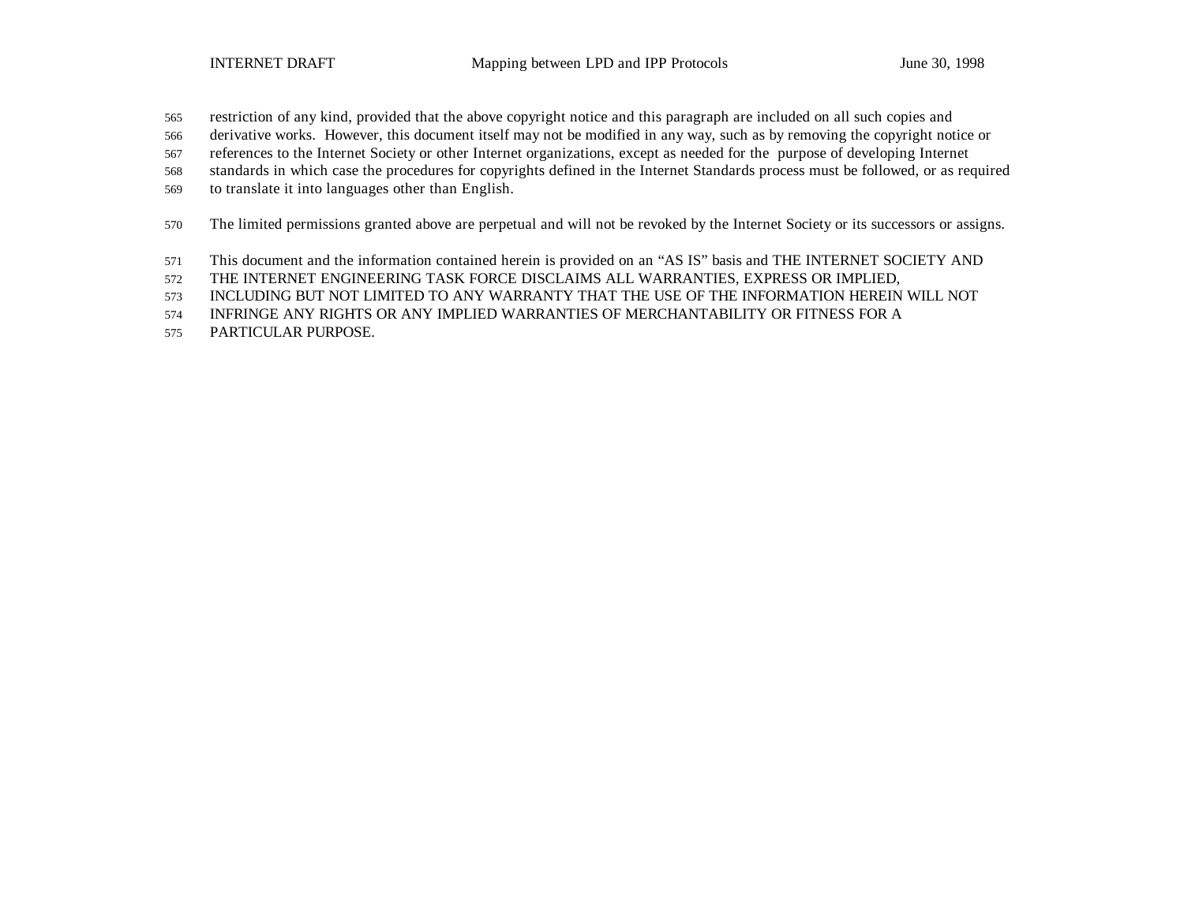restriction of any kind, provided that the above copyright notice and this paragraph are included on all such copies and derivative works. However, this document itself may not be modified in any way, such as by removing the copyright notice or references to the Internet Society or other Internet organizations, except as needed for the purpose of developing Internet standards in which case the procedures for copyrights defined in the Internet Standards process must be followed, or as required to translate it into languages other than English.

The limited permissions granted above are perpetual and will not be revoked by the Internet Society or its successors or assigns.

This document and the information contained herein is provided on an "AS IS" basis and THE INTERNET SOCIETY AND THE INTERNET ENGINEERING TASK FORCE DISCLAIMS ALL WARRANTIES, EXPRESS OR IMPLIED, INCLUDING BUT NOT LIMITED TO ANY WARRANTY THAT THE USE OF THE INFORMATION HEREIN WILL NOT INFRINGE ANY RIGHTS OR ANY IMPLIED WARRANTIES OF MERCHANTABILITY OR FITNESS FOR A PARTICULAR PURPOSE.